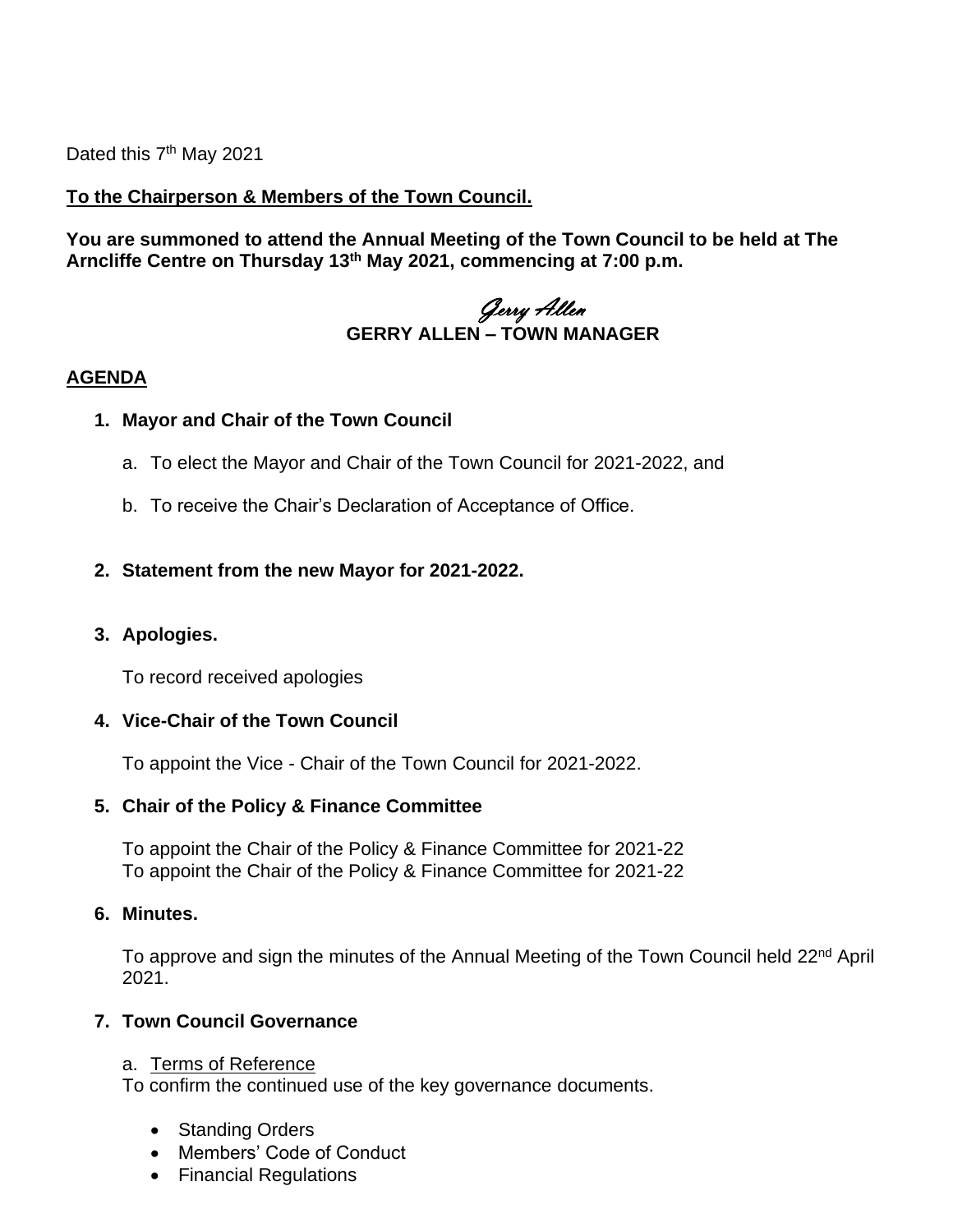Dated this 7th May 2021

**To the Chairperson & Members of the Town Council.**

**You are summoned to attend the Annual Meeting of the Town Council to be held at The Arncliffe Centre on Thursday 13th May 2021, commencing at 7:00 p.m.**

*Gerry Allen*
**GERRY ALLEN – TOWN MANAGER**

## AGENDA

**1. Mayor and Chair of the Town Council**

a. To elect the Mayor and Chair of the Town Council for 2021-2022, and

b. To receive the Chair's Declaration of Acceptance of Office.

**2. Statement from the new Mayor for 2021-2022.**

**3. Apologies.**

To record received apologies

**4. Vice-Chair of the Town Council**

To appoint the Vice - Chair of the Town Council for 2021-2022.

**5. Chair of the Policy & Finance Committee**

To appoint the Chair of the Policy & Finance Committee for 2021-22
To appoint the Chair of the Policy & Finance Committee for 2021-22

**6. Minutes.**

To approve and sign the minutes of the Annual Meeting of the Town Council held 22nd April 2021.

**7. Town Council Governance**

a. Terms of Reference
To confirm the continued use of the key governance documents.

- Standing Orders
- Members' Code of Conduct
- Financial Regulations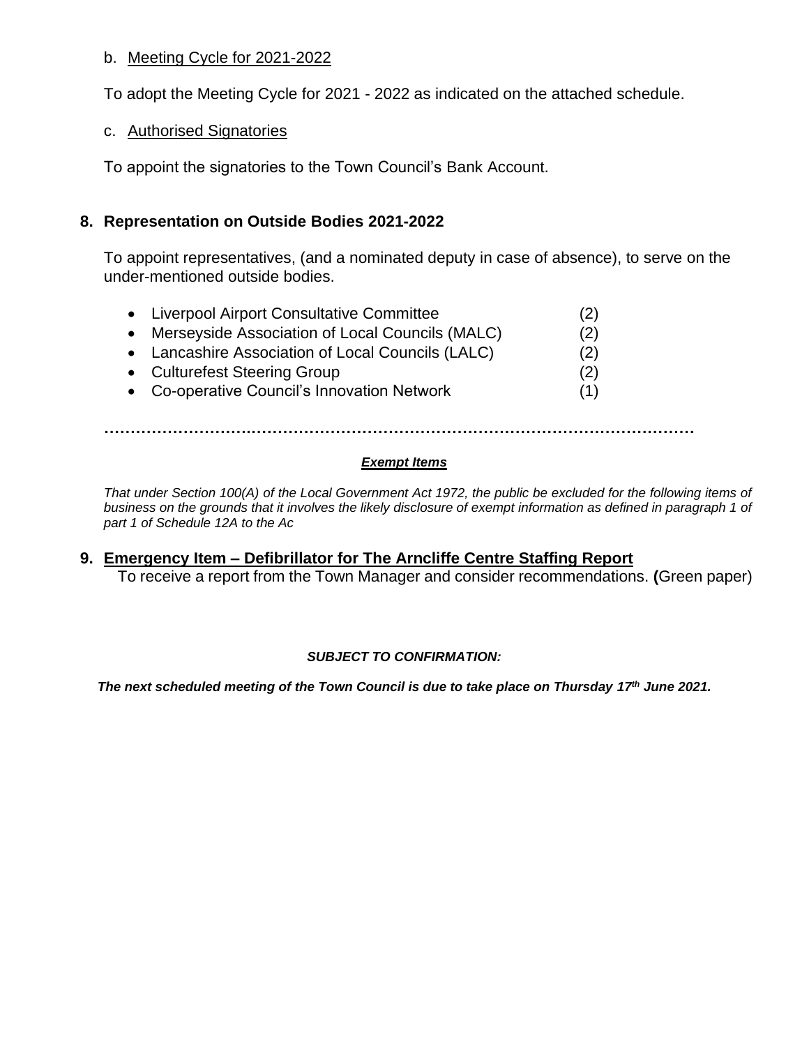b. Meeting Cycle for 2021-2022

To adopt the Meeting Cycle for 2021 - 2022 as indicated on the attached schedule.

c. Authorised Signatories

To appoint the signatories to the Town Council's Bank Account.

## 8. Representation on Outside Bodies 2021-2022

To appoint representatives, (and a nominated deputy in case of absence), to serve on the under-mentioned outside bodies.

- Liverpool Airport Consultative Committee (2)
- Merseyside Association of Local Councils (MALC) (2)
- Lancashire Association of Local Councils (LALC) (2)
- Culturefest Steering Group (2)
- Co-operative Council's Innovation Network (1)

…………………………………………………………………………………………………

***Exempt Items***

*That under Section 100(A) of the Local Government Act 1972, the public be excluded for the following items of business on the grounds that it involves the likely disclosure of exempt information as defined in paragraph 1 of part 1 of Schedule 12A to the Ac*

## 9. Emergency Item – Defibrillator for The Arncliffe Centre Staffing Report

To receive a report from the Town Manager and consider recommendations. **(**Green paper)

***SUBJECT TO CONFIRMATION:***

***The next scheduled meeting of the Town Council is due to take place on Thursday 17th June 2021.***